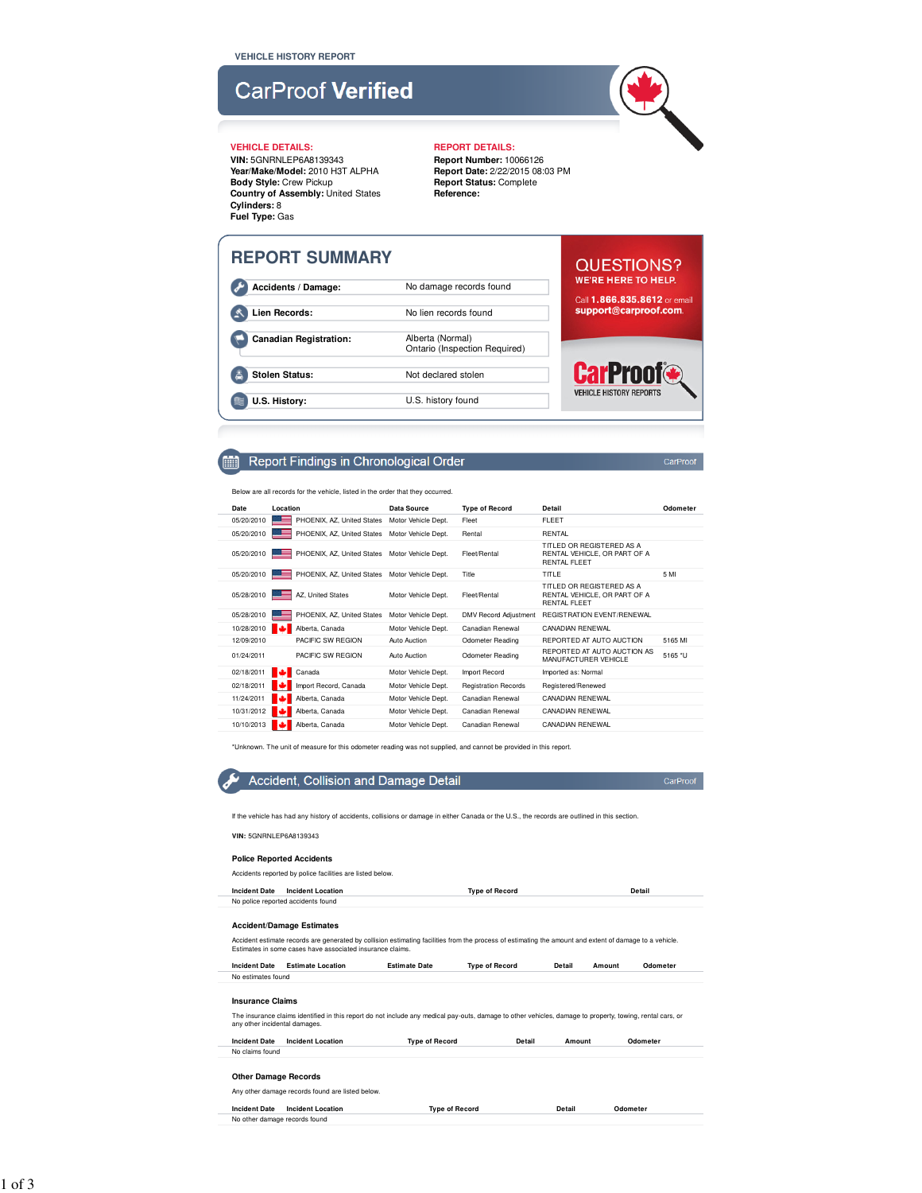VEHICLE HISTORY REPORT

# CarProof Verified

**VEHICLE DETAILS:**

**VIN:** 5GNRNLEP6A8139343
**Year/Make/Model:** 2010 H3T ALPHA
**Body Style:** Crew Pickup
**Country of Assembly:** United States
**Cylinders:** 8
**Fuel Type:** Gas

**REPORT DETAILS:**

**Report Number:** 10066126
**Report Date:** 2/22/2015 08:03 PM
**Report Status:** Complete
**Reference:**

## REPORT SUMMARY

| | |
|---|---|
| **Accidents / Damage:** | No damage records found |
| **Lien Records:** | No lien records found |
| **Canadian Registration:** | Alberta (Normal)<br>Ontario (Inspection Required) |
| **Stolen Status:** | Not declared stolen |
| **U.S. History:** | U.S. history found |

QUESTIONS?
WE'RE HERE TO HELP.

Call **1.866.835.8612** or email **support@carproof.com**.

CarProof VEHICLE HISTORY REPORTS

## Report Findings in Chronological Order

Below are all records for the vehicle, listed in the order that they occurred.

| Date | Location | Data Source | Type of Record | Detail | Odometer |
|---|---|---|---|---|---|
| 05/20/2010 | PHOENIX, AZ, United States | Motor Vehicle Dept. | Fleet | FLEET | |
| 05/20/2010 | PHOENIX, AZ, United States | Motor Vehicle Dept. | Rental | RENTAL | |
| 05/20/2010 | PHOENIX, AZ, United States | Motor Vehicle Dept. | Fleet/Rental | TITLED OR REGISTERED AS A RENTAL VEHICLE, OR PART OF A RENTAL FLEET | |
| 05/20/2010 | PHOENIX, AZ, United States | Motor Vehicle Dept. | Title | TITLE | 5 MI |
| 05/28/2010 | AZ, United States | Motor Vehicle Dept. | Fleet/Rental | TITLED OR REGISTERED AS A RENTAL VEHICLE, OR PART OF A RENTAL FLEET | |
| 05/28/2010 | PHOENIX, AZ, United States | Motor Vehicle Dept. | DMV Record Adjustment | REGISTRATION EVENT/RENEWAL | |
| 10/28/2010 | Alberta, Canada | Motor Vehicle Dept. | Canadian Renewal | CANADIAN RENEWAL | |
| 12/09/2010 | PACIFIC SW REGION | Auto Auction | Odometer Reading | REPORTED AT AUTO AUCTION | 5165 MI |
| 01/24/2011 | PACIFIC SW REGION | Auto Auction | Odometer Reading | REPORTED AT AUTO AUCTION AS MANUFACTURER VEHICLE | 5165 *U |
| 02/18/2011 | Canada | Motor Vehicle Dept. | Import Record | Imported as: Normal | |
| 02/18/2011 | Import Record, Canada | Motor Vehicle Dept. | Registration Records | Registered/Renewed | |
| 11/24/2011 | Alberta, Canada | Motor Vehicle Dept. | Canadian Renewal | CANADIAN RENEWAL | |
| 10/31/2012 | Alberta, Canada | Motor Vehicle Dept. | Canadian Renewal | CANADIAN RENEWAL | |
| 10/10/2013 | Alberta, Canada | Motor Vehicle Dept. | Canadian Renewal | CANADIAN RENEWAL | |

*Unknown. The unit of measure for this odometer reading was not supplied, and cannot be provided in this report.

## Accident, Collision and Damage Detail

If the vehicle has had any history of accidents, collisions or damage in either Canada or the U.S., the records are outlined in this section.

**VIN:** 5GNRNLEP6A8139343

### Police Reported Accidents

Accidents reported by police facilities are listed below.

| Incident Date | Incident Location | Type of Record | Detail |
|---|---|---|---|
| No police reported accidents found | | | |

### Accident/Damage Estimates

Accident estimate records are generated by collision estimating facilities from the process of estimating the amount and extent of damage to a vehicle. Estimates in some cases have associated insurance claims.

| Incident Date | Estimate Location | Estimate Date | Type of Record | Detail | Amount | Odometer |
|---|---|---|---|---|---|---|
| No estimates found | | | | | | |

### Insurance Claims

The insurance claims identified in this report do not include any medical pay-outs, damage to other vehicles, damage to property, towing, rental cars, or any other incidental damages.

| Incident Date | Incident Location | Type of Record | Detail | Amount | Odometer |
|---|---|---|---|---|---|
| No claims found | | | | | |

### Other Damage Records

Any other damage records found are listed below.

| Incident Date | Incident Location | Type of Record | Detail | Odometer |
|---|---|---|---|---|
| No other damage records found | | | | |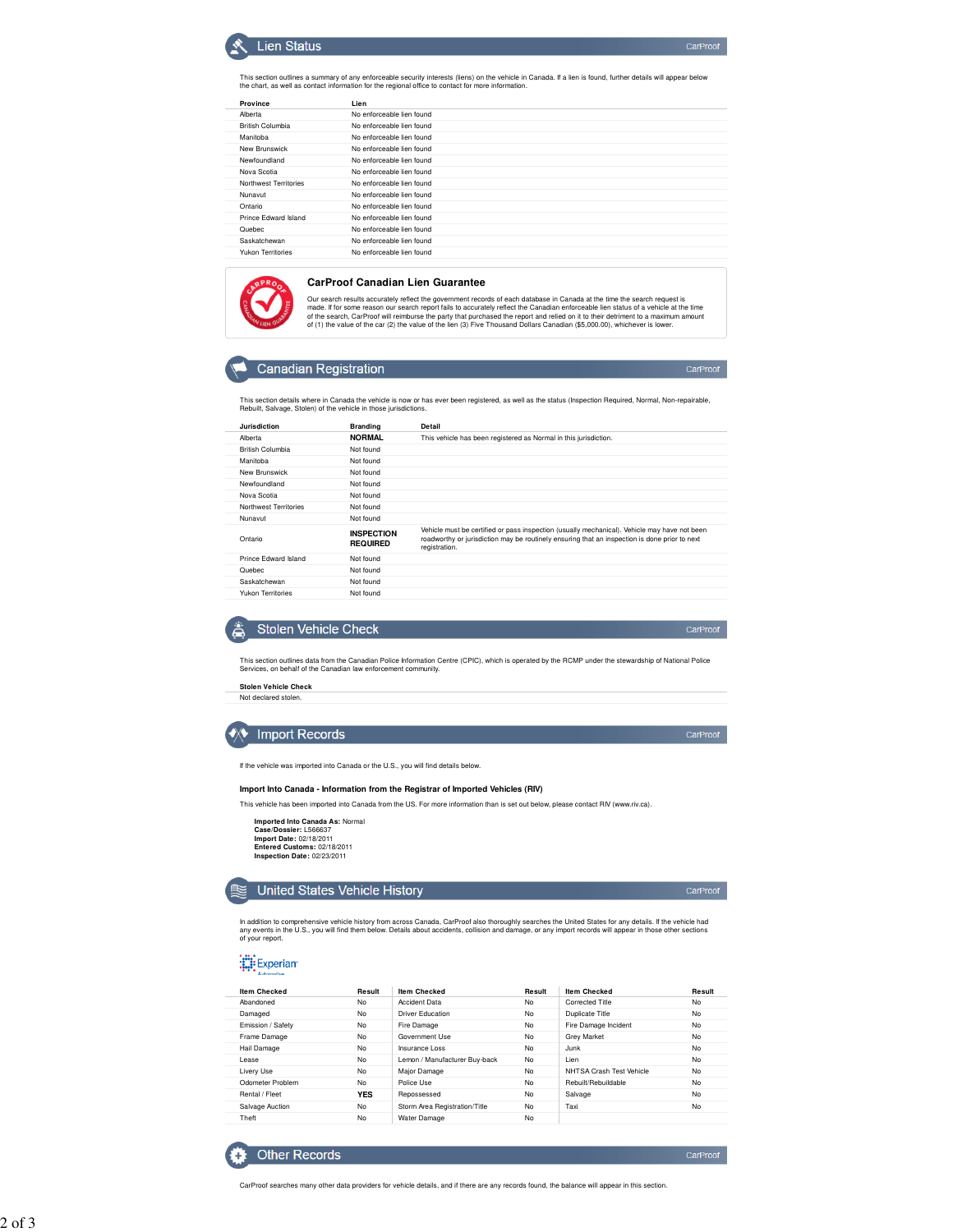## Lien Status

This section outlines a summary of any enforceable security interests (liens) on the vehicle in Canada. If a lien is found, further details will appear below the chart, as well as contact information for the regional office to contact for more information.

| Province | Lien |
|---|---|
| Alberta | No enforceable lien found |
| British Columbia | No enforceable lien found |
| Manitoba | No enforceable lien found |
| New Brunswick | No enforceable lien found |
| Newfoundland | No enforceable lien found |
| Nova Scotia | No enforceable lien found |
| Northwest Territories | No enforceable lien found |
| Nunavut | No enforceable lien found |
| Ontario | No enforceable lien found |
| Prince Edward Island | No enforceable lien found |
| Quebec | No enforceable lien found |
| Saskatchewan | No enforceable lien found |
| Yukon Territories | No enforceable lien found |

### CarProof Canadian Lien Guarantee

Our search results accurately reflect the government records of each database in Canada at the time the search request is made. If for some reason our search report fails to accurately reflect the Canadian enforceable lien status of a vehicle at the time of the search, CarProof will reimburse the party that purchased the report and relied on it to their detriment to a maximum amount of (1) the value of the car (2) the value of the lien (3) Five Thousand Dollars Canadian ($5,000.00), whichever is lower.

## Canadian Registration

This section details where in Canada the vehicle is now or has ever been registered, as well as the status (Inspection Required, Normal, Non-repairable, Rebuilt, Salvage, Stolen) of the vehicle in those jurisdictions.

| Jurisdiction | Branding | Detail |
|---|---|---|
| Alberta | **NORMAL** | This vehicle has been registered as Normal in this jurisdiction. |
| British Columbia | Not found | |
| Manitoba | Not found | |
| New Brunswick | Not found | |
| Newfoundland | Not found | |
| Nova Scotia | Not found | |
| Northwest Territories | Not found | |
| Nunavut | Not found | |
| Ontario | **INSPECTION REQUIRED** | Vehicle must be certified or pass inspection (usually mechanical). Vehicle may have not been roadworthy or jurisdiction may be routinely ensuring that an inspection is done prior to next registration. |
| Prince Edward Island | Not found | |
| Quebec | Not found | |
| Saskatchewan | Not found | |
| Yukon Territories | Not found | |

## Stolen Vehicle Check

This section outlines data from the Canadian Police Information Centre (CPIC), which is operated by the RCMP under the stewardship of National Police Services, on behalf of the Canadian law enforcement community.

| Stolen Vehicle Check |
|---|
| Not declared stolen. |

## Import Records

If the vehicle was imported into Canada or the U.S., you will find details below.

### Import Into Canada - Information from the Registrar of Imported Vehicles (RIV)

This vehicle has been imported into Canada from the US. For more information than is set out below, please contact RIV (www.riv.ca).

**Imported Into Canada As:** Normal
**Case/Dossier:** L566637
**Import Date:** 02/18/2011
**Entered Customs:** 02/18/2011
**Inspection Date:** 02/23/2011

## United States Vehicle History

In addition to comprehensive vehicle history from across Canada, CarProof also thoroughly searches the United States for any details. If the vehicle had any events in the U.S., you will find them below. Details about accidents, collision and damage, or any import records will appear in those other sections of your report.

Experian Automotive

| Item Checked | Result | Item Checked | Result | Item Checked | Result |
|---|---|---|---|---|---|
| Abandoned | No | Accident Data | No | Corrected Title | No |
| Damaged | No | Driver Education | No | Duplicate Title | No |
| Emission / Safety | No | Fire Damage | No | Fire Damage Incident | No |
| Frame Damage | No | Government Use | No | Grey Market | No |
| Hail Damage | No | Insurance Loss | No | Junk | No |
| Lease | No | Lemon / Manufacturer Buy-back | No | Lien | No |
| Livery Use | No | Major Damage | No | NHTSA Crash Test Vehicle | No |
| Odometer Problem | No | Police Use | No | Rebuilt/Rebuildable | No |
| Rental / Fleet | **YES** | Repossessed | No | Salvage | No |
| Salvage Auction | No | Storm Area Registration/Title | No | Taxi | No |
| Theft | No | Water Damage | No | | |

## Other Records

CarProof searches many other data providers for vehicle details, and if there are any records found, the balance will appear in this section.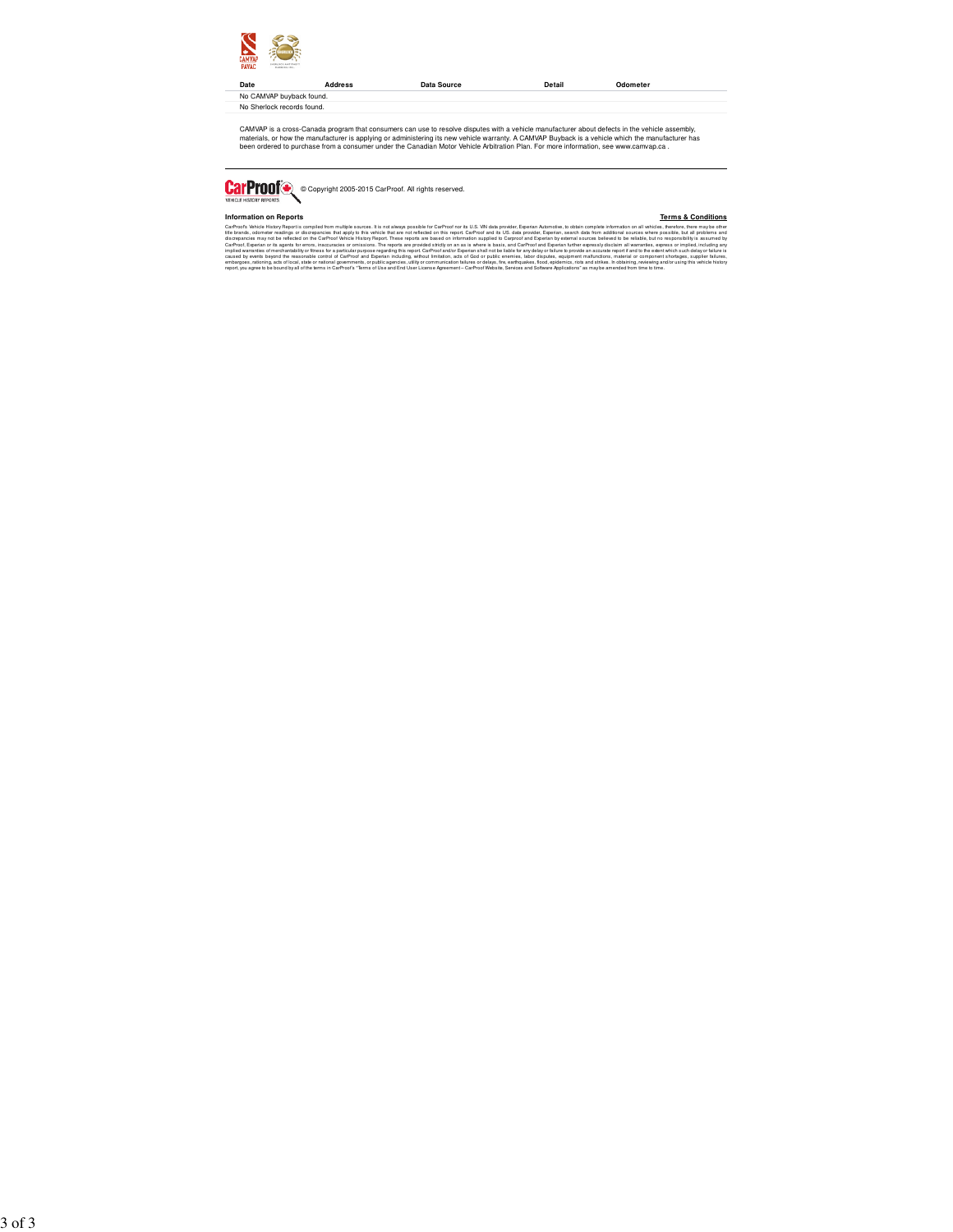| Date | Address | Data Source | Detail | Odometer |
|---|---|---|---|---|
| No CAMVAP buyback found. | | | | |
| No Sherlock records found. | | | | |

CAMVAP is a cross-Canada program that consumers can use to resolve disputes with a vehicle manufacturer about defects in the vehicle assembly, materials, or how the manufacturer is applying or administering its new vehicle warranty. A CAMVAP Buyback is a vehicle which the manufacturer has been ordered to purchase from a consumer under the Canadian Motor Vehicle Arbitration Plan. For more information, see www.camvap.ca .

© Copyright 2005-2015 CarProof. All rights reserved.

**Information on Reports**

**Terms & Conditions**

CarProof's Vehicle History Report is compiled from multiple sources. It is not always possible for CarProof nor its U.S. VIN data provider, Experian Automotive, to obtain complete information on all vehicles, therefore, there may be other title brands, odometer readings or discrepancies that apply to this vehicle that are not reflected on this report. CarProof and its US. data provider, Experian, search data from additional sources where possible, but all problems and discrepancies may not be reflected on the CarProof Vehicle History Report. These reports are based on information supplied to Carproof and Experian by external sources believed to be reliable, but no responsibility is assumed by CarProof, Experian or its agents for errors, inaccuracies or omissions. The reports are provided strictly on an as is where is basis, and CarProof and Experian further expressly disclaim all warranties, express or implied, including any implied warranties of merchantability or fitness for a particular purpose regarding this report. CarProof and/or Experian shall not be liable for any delay or failure to provide an accurate report if and to the extent which such delay or failure is caused by events beyond the reasonable control of CarProof and Experian including, without limitation, acts of God or public enemies, labor disputes, equipment malfunctions, material or component shortages, supplier failures, embargoes, rationing, acts of local, state or national governments, or public agencies, utility or communication failures or delays, fire, earthquakes, flood, epidemics, riots and strikes. In obtaining, reviewing and/or using this vehicle history report, you agree to be bound by all of the terms in CarProof's "Terms of Use and End User License Agreement – CarProof Website, Services and Software Applications" as may be amended from time to time.